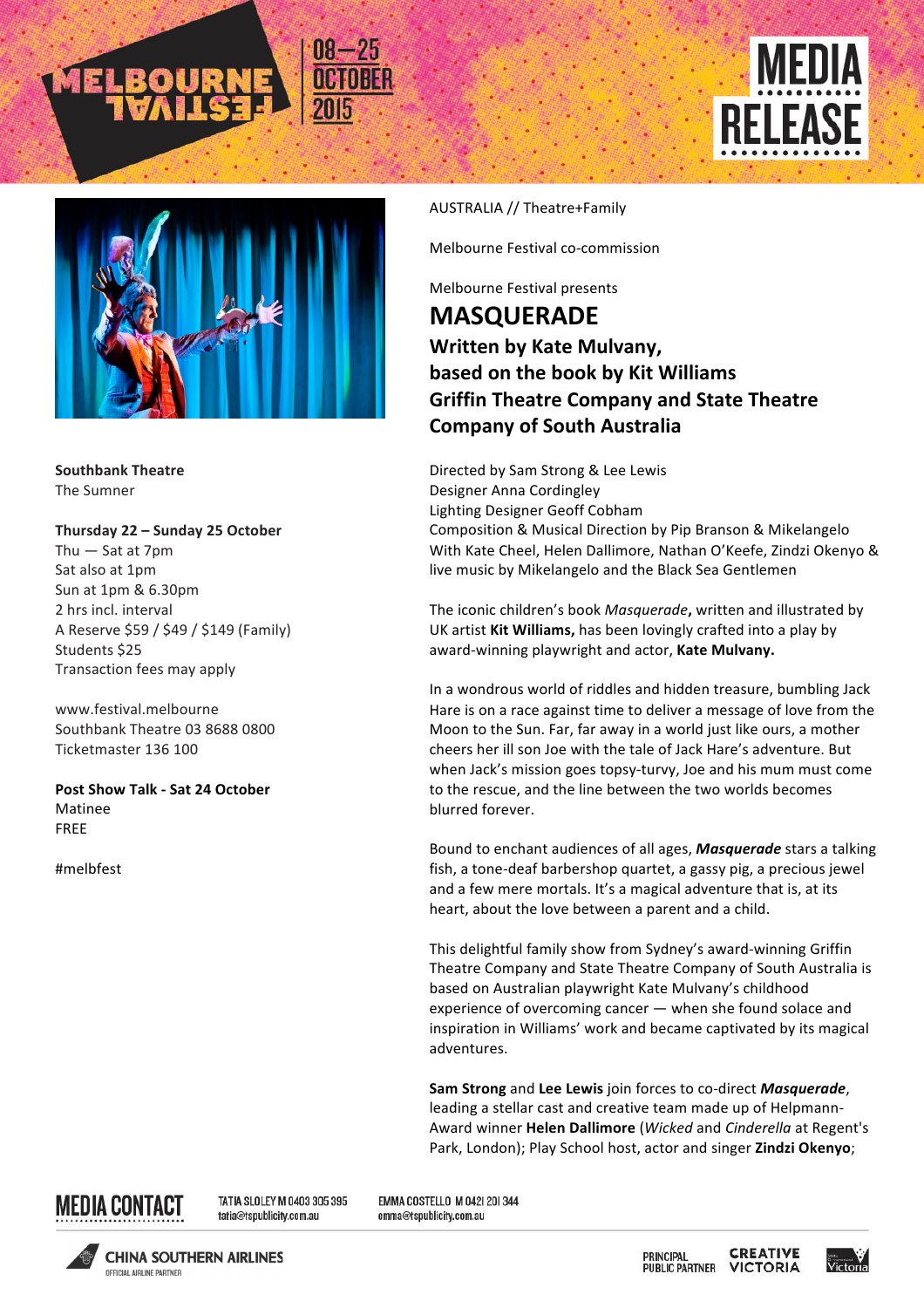MELBOURNE FESTIVAL 08—25 OCTOBER 2015

MEDIA RELEASE

AUSTRALIA // Theatre+Family

Melbourne Festival co-commission

Melbourne Festival presents

# MASQUERADE

## Written by Kate Mulvany, based on the book by Kit Williams Griffin Theatre Company and State Theatre Company of South Australia

Directed by Sam Strong & Lee Lewis
Designer Anna Cordingley
Lighting Designer Geoff Cobham
Composition & Musical Direction by Pip Branson & Mikelangelo
With Kate Cheel, Helen Dallimore, Nathan O'Keefe, Zindzi Okenyo & live music by Mikelangelo and the Black Sea Gentlemen

The iconic children's book *Masquerade***,** written and illustrated by UK artist **Kit Williams,** has been lovingly crafted into a play by award-winning playwright and actor, **Kate Mulvany.**

In a wondrous world of riddles and hidden treasure, bumbling Jack Hare is on a race against time to deliver a message of love from the Moon to the Sun. Far, far away in a world just like ours, a mother cheers her ill son Joe with the tale of Jack Hare's adventure. But when Jack's mission goes topsy-turvy, Joe and his mum must come to the rescue, and the line between the two worlds becomes blurred forever.

Bound to enchant audiences of all ages, ***Masquerade*** stars a talking fish, a tone-deaf barbershop quartet, a gassy pig, a precious jewel and a few mere mortals. It's a magical adventure that is, at its heart, about the love between a parent and a child.

This delightful family show from Sydney's award-winning Griffin Theatre Company and State Theatre Company of South Australia is based on Australian playwright Kate Mulvany's childhood experience of overcoming cancer — when she found solace and inspiration in Williams' work and became captivated by its magical adventures.

**Sam Strong** and **Lee Lewis** join forces to co-direct ***Masquerade***, leading a stellar cast and creative team made up of Helpmann-Award winner **Helen Dallimore** (*Wicked* and *Cinderella* at Regent's Park, London); Play School host, actor and singer **Zindzi Okenyo**;

**Southbank Theatre**
The Sumner

**Thursday 22 – Sunday 25 October**
Thu — Sat at 7pm
Sat also at 1pm
Sun at 1pm & 6.30pm
2 hrs incl. interval
A Reserve $59 / $49 / $149 (Family)
Students $25
Transaction fees may apply

www.festival.melbourne
Southbank Theatre 03 8688 0800
Ticketmaster 136 100

**Post Show Talk - Sat 24 October**
Matinee
FREE

#melbfest

MEDIA CONTACT
TATIA SLOLEY M 0403 305 395 tatia@tspublicity.com.au
EMMA COSTELLO M 0421 201 344 emma@tspublicity.com.au

CHINA SOUTHERN AIRLINES OFFICIAL AIRLINE PARTNER

PRINCIPAL PUBLIC PARTNER CREATIVE VICTORIA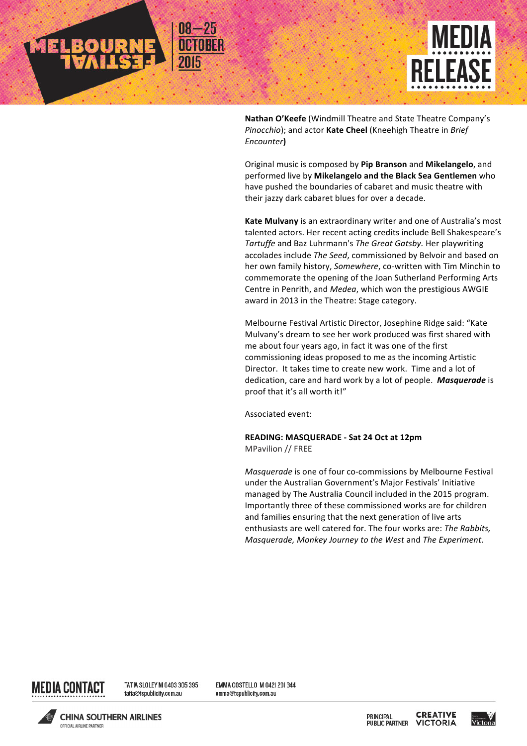**Nathan O'Keefe** (Windmill Theatre and State Theatre Company's *Pinocchio*); and actor **Kate Cheel** (Kneehigh Theatre in *Brief Encounter***)**

Original music is composed by **Pip Branson** and **Mikelangelo**, and performed live by **Mikelangelo and the Black Sea Gentlemen** who have pushed the boundaries of cabaret and music theatre with their jazzy dark cabaret blues for over a decade.

**Kate Mulvany** is an extraordinary writer and one of Australia's most talented actors. Her recent acting credits include Bell Shakespeare's *Tartuffe* and Baz Luhrmann's *The Great Gatsby.* Her playwriting accolades include *The Seed*, commissioned by Belvoir and based on her own family history, *Somewhere*, co-written with Tim Minchin to commemorate the opening of the Joan Sutherland Performing Arts Centre in Penrith, and *Medea*, which won the prestigious AWGIE award in 2013 in the Theatre: Stage category.

Melbourne Festival Artistic Director, Josephine Ridge said: "Kate Mulvany's dream to see her work produced was first shared with me about four years ago, in fact it was one of the first commissioning ideas proposed to me as the incoming Artistic Director. It takes time to create new work. Time and a lot of dedication, care and hard work by a lot of people. ***Masquerade*** is proof that it's all worth it!"

Associated event:

**READING: MASQUERADE - Sat 24 Oct at 12pm**
MPavilion // FREE

*Masquerade* is one of four co-commissions by Melbourne Festival under the Australian Government's Major Festivals' Initiative managed by The Australia Council included in the 2015 program. Importantly three of these commissioned works are for children and families ensuring that the next generation of live arts enthusiasts are well catered for. The four works are: *The Rabbits, Masquerade, Monkey Journey to the West* and *The Experiment*.

**MEDIA CONTACT**

TATIA SLOLEY M 0403 305 395
tatia@tspublicity.com.au

EMMA COSTELLO M 0421 201 344
emma@tspublicity.com.au